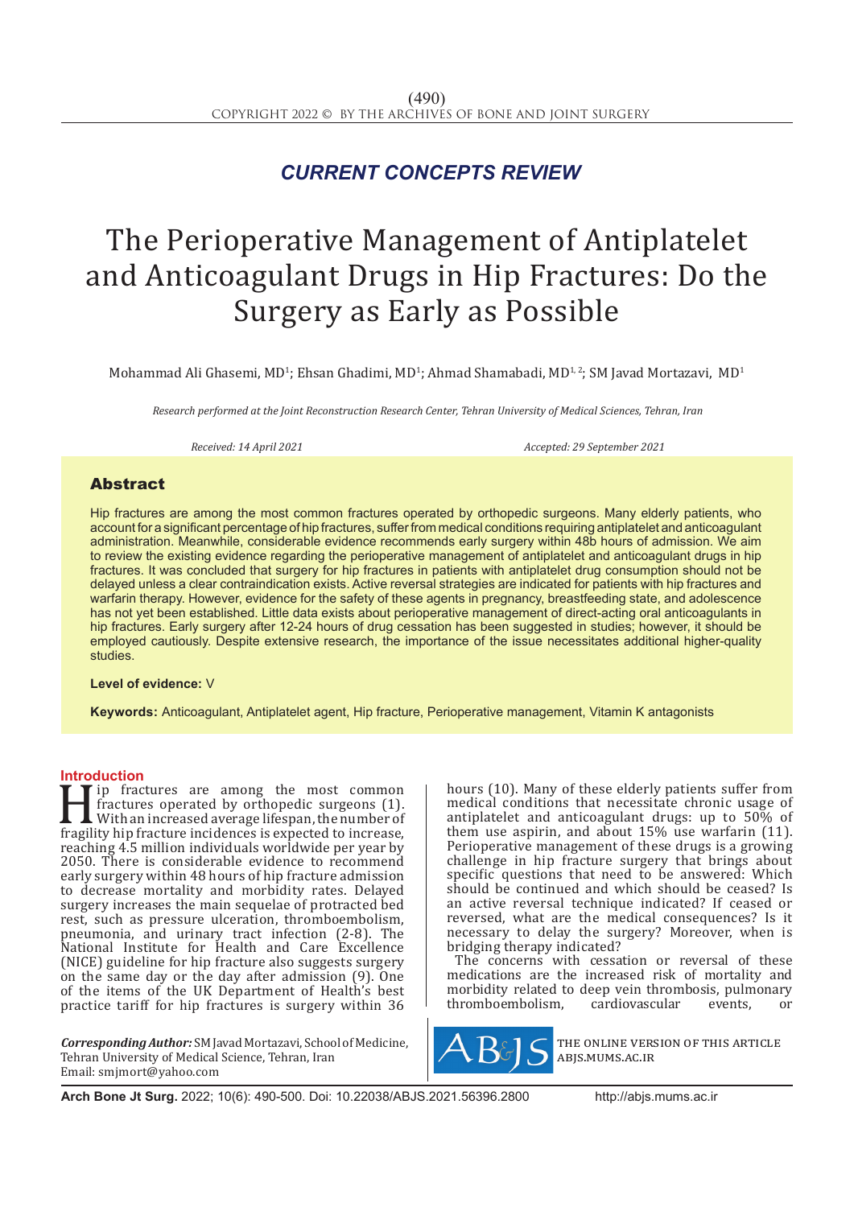*CURRENT CONCEPTS REVIEW*

# The Perioperative Management of Antiplatelet and Anticoagulant Drugs in Hip Fractures: Do the Surgery as Early as Possible

Mohammad Ali Ghasemi, MD[1]; Ehsan Ghadimi, MD[1]; Ahmad Shamabadi, MD[1, 2]; SM Javad Mortazavi, MD[1]

*Research performed at the Joint Reconstruction Research Center, Tehran University of Medical Sciences, Tehran, Iran*

*Received: 14 April 2021* *Accepted: 29 September 2021*

## Abstract

Hip fractures are among the most common fractures operated by orthopedic surgeons. Many elderly patients, who account for a significant percentage of hip fractures, suffer from medical conditions requiring antiplatelet and anticoagulant administration. Meanwhile, considerable evidence recommends early surgery within 48b hours of admission. We aim to review the existing evidence regarding the perioperative management of antiplatelet and anticoagulant drugs in hip fractures. It was concluded that surgery for hip fractures in patients with antiplatelet drug consumption should not be delayed unless a clear contraindication exists. Active reversal strategies are indicated for patients with hip fractures and warfarin therapy. However, evidence for the safety of these agents in pregnancy, breastfeeding state, and adolescence has not yet been established. Little data exists about perioperative management of direct-acting oral anticoagulants in hip fractures. Early surgery after 12-24 hours of drug cessation has been suggested in studies; however, it should be employed cautiously. Despite extensive research, the importance of the issue necessitates additional higher-quality studies.

**Level of evidence:** V

**Keywords:** Anticoagulant, Antiplatelet agent, Hip fracture, Perioperative management, Vitamin K antagonists

## Introduction

Hip fractures are among the most common fractures operated by orthopedic surgeons (1). With an increased average lifespan, the number of fragility hip fracture incidences is expected to increase, reaching 4.5 million individuals worldwide per year by 2050. There is considerable evidence to recommend early surgery within 48 hours of hip fracture admission to decrease mortality and morbidity rates. Delayed surgery increases the main sequelae of protracted bed rest, such as pressure ulceration, thromboembolism, pneumonia, and urinary tract infection (2-8). The National Institute for Health and Care Excellence (NICE) guideline for hip fracture also suggests surgery on the same day or the day after admission (9). One of the items of the UK Department of Health's best practice tariff for hip fractures is surgery within 36 hours (10). Many of these elderly patients suffer from medical conditions that necessitate chronic usage of antiplatelet and anticoagulant drugs: up to 50% of them use aspirin, and about 15% use warfarin (11). Perioperative management of these drugs is a growing challenge in hip fracture surgery that brings about specific questions that need to be answered: Which should be continued and which should be ceased? Is an active reversal technique indicated? If ceased or reversed, what are the medical consequences? Is it necessary to delay the surgery? Moreover, when is bridging therapy indicated?

The concerns with cessation or reversal of these medications are the increased risk of mortality and morbidity related to deep vein thrombosis, pulmonary thromboembolism, cardiovascular events, or

*Corresponding Author:* SM Javad Mortazavi, School of Medicine, Tehran University of Medical Science, Tehran, Iran
Email: smjmort@yahoo.com

THE ONLINE VERSION OF THIS ARTICLE ABJS.MUMS.AC.IR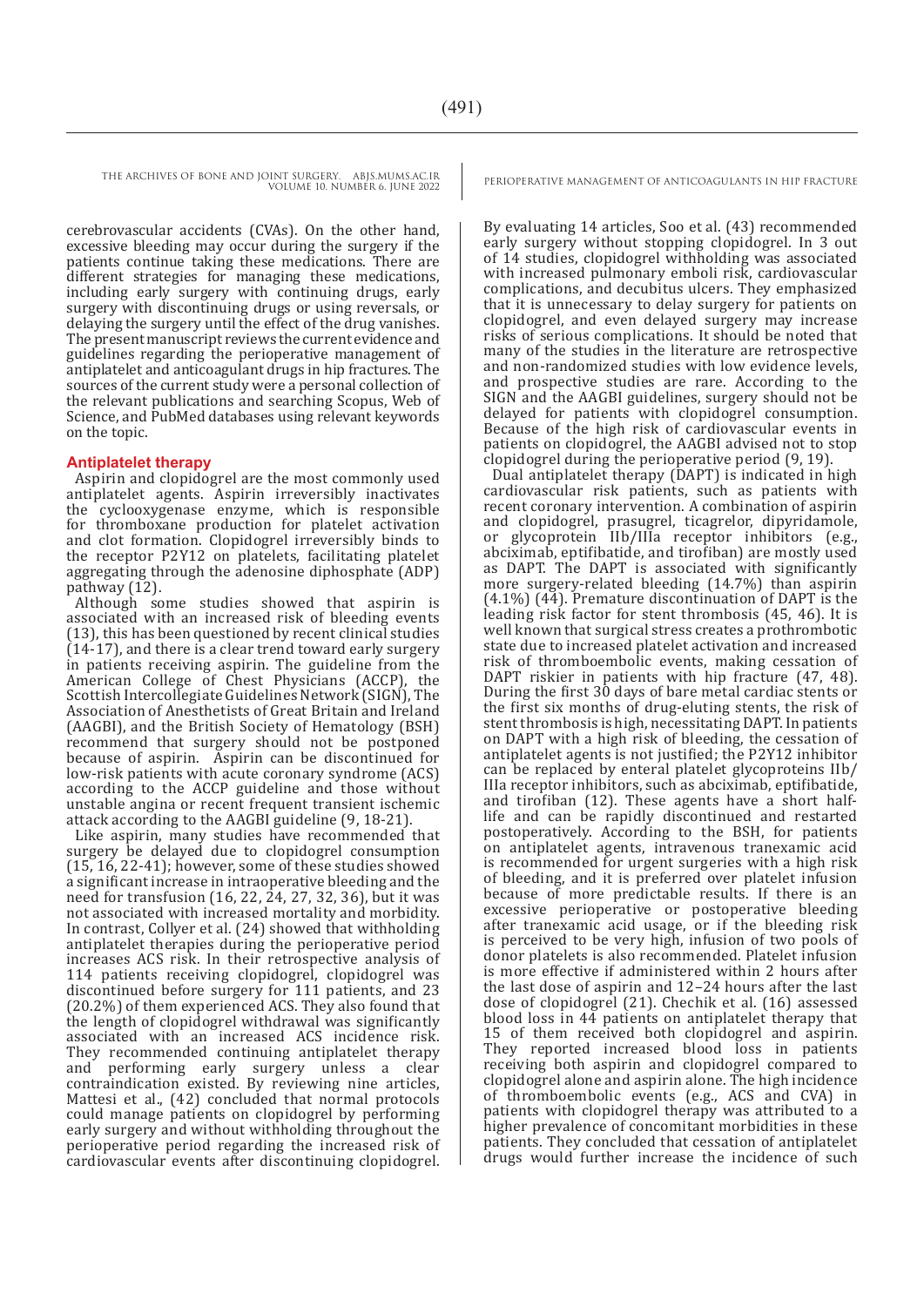cerebrovascular accidents (CVAs). On the other hand, excessive bleeding may occur during the surgery if the patients continue taking these medications. There are different strategies for managing these medications, including early surgery with continuing drugs, early surgery with discontinuing drugs or using reversals, or delaying the surgery until the effect of the drug vanishes. The present manuscript reviews the current evidence and guidelines regarding the perioperative management of antiplatelet and anticoagulant drugs in hip fractures. The sources of the current study were a personal collection of the relevant publications and searching Scopus, Web of Science, and PubMed databases using relevant keywords on the topic.

## Antiplatelet therapy

Aspirin and clopidogrel are the most commonly used antiplatelet agents. Aspirin irreversibly inactivates the cyclooxygenase enzyme, which is responsible for thromboxane production for platelet activation and clot formation. Clopidogrel irreversibly binds to the receptor P2Y12 on platelets, facilitating platelet aggregating through the adenosine diphosphate (ADP) pathway (12).

Although some studies showed that aspirin is associated with an increased risk of bleeding events (13), this has been questioned by recent clinical studies (14-17), and there is a clear trend toward early surgery in patients receiving aspirin. The guideline from the American College of Chest Physicians (ACCP), the Scottish Intercollegiate Guidelines Network (SIGN), The Association of Anesthetists of Great Britain and Ireland (AAGBI), and the British Society of Hematology (BSH) recommend that surgery should not be postponed because of aspirin. Aspirin can be discontinued for low-risk patients with acute coronary syndrome (ACS) according to the ACCP guideline and those without unstable angina or recent frequent transient ischemic attack according to the AAGBI guideline (9, 18-21).

Like aspirin, many studies have recommended that surgery be delayed due to clopidogrel consumption (15, 16, 22-41); however, some of these studies showed a significant increase in intraoperative bleeding and the need for transfusion (16, 22, 24, 27, 32, 36), but it was not associated with increased mortality and morbidity. In contrast, Collyer et al. (24) showed that withholding antiplatelet therapies during the perioperative period increases ACS risk. In their retrospective analysis of 114 patients receiving clopidogrel, clopidogrel was discontinued before surgery for 111 patients, and 23 (20.2%) of them experienced ACS. They also found that the length of clopidogrel withdrawal was significantly associated with an increased ACS incidence risk. They recommended continuing antiplatelet therapy and performing early surgery unless a clear contraindication existed. By reviewing nine articles, Mattesi et al., (42) concluded that normal protocols could manage patients on clopidogrel by performing early surgery and without withholding throughout the perioperative period regarding the increased risk of cardiovascular events after discontinuing clopidogrel. By evaluating 14 articles, Soo et al. (43) recommended early surgery without stopping clopidogrel. In 3 out of 14 studies, clopidogrel withholding was associated with increased pulmonary emboli risk, cardiovascular complications, and decubitus ulcers. They emphasized that it is unnecessary to delay surgery for patients on clopidogrel, and even delayed surgery may increase risks of serious complications. It should be noted that many of the studies in the literature are retrospective and non-randomized studies with low evidence levels, and prospective studies are rare. According to the SIGN and the AAGBI guidelines, surgery should not be delayed for patients with clopidogrel consumption. Because of the high risk of cardiovascular events in patients on clopidogrel, the AAGBI advised not to stop clopidogrel during the perioperative period (9, 19).

Dual antiplatelet therapy (DAPT) is indicated in high cardiovascular risk patients, such as patients with recent coronary intervention. A combination of aspirin and clopidogrel, prasugrel, ticagrelor, dipyridamole, or glycoprotein IIb/IIIa receptor inhibitors (e.g., abciximab, eptifibatide, and tirofiban) are mostly used as DAPT. The DAPT is associated with significantly more surgery-related bleeding (14.7%) than aspirin (4.1%) (44). Premature discontinuation of DAPT is the leading risk factor for stent thrombosis (45, 46). It is well known that surgical stress creates a prothrombotic state due to increased platelet activation and increased risk of thromboembolic events, making cessation of DAPT riskier in patients with hip fracture (47, 48). During the first 30 days of bare metal cardiac stents or the first six months of drug-eluting stents, the risk of stent thrombosis is high, necessitating DAPT. In patients on DAPT with a high risk of bleeding, the cessation of antiplatelet agents is not justified; the P2Y12 inhibitor can be replaced by enteral platelet glycoproteins IIb/IIIa receptor inhibitors, such as abciximab, eptifibatide, and tirofiban (12). These agents have a short half-life and can be rapidly discontinued and restarted postoperatively. According to the BSH, for patients on antiplatelet agents, intravenous tranexamic acid is recommended for urgent surgeries with a high risk of bleeding, and it is preferred over platelet infusion because of more predictable results. If there is an excessive perioperative or postoperative bleeding after tranexamic acid usage, or if the bleeding risk is perceived to be very high, infusion of two pools of donor platelets is also recommended. Platelet infusion is more effective if administered within 2 hours after the last dose of aspirin and 12–24 hours after the last dose of clopidogrel (21). Chechik et al. (16) assessed blood loss in 44 patients on antiplatelet therapy that 15 of them received both clopidogrel and aspirin. They reported increased blood loss in patients receiving both aspirin and clopidogrel compared to clopidogrel alone and aspirin alone. The high incidence of thromboembolic events (e.g., ACS and CVA) in patients with clopidogrel therapy was attributed to a higher prevalence of concomitant morbidities in these patients. They concluded that cessation of antiplatelet drugs would further increase the incidence of such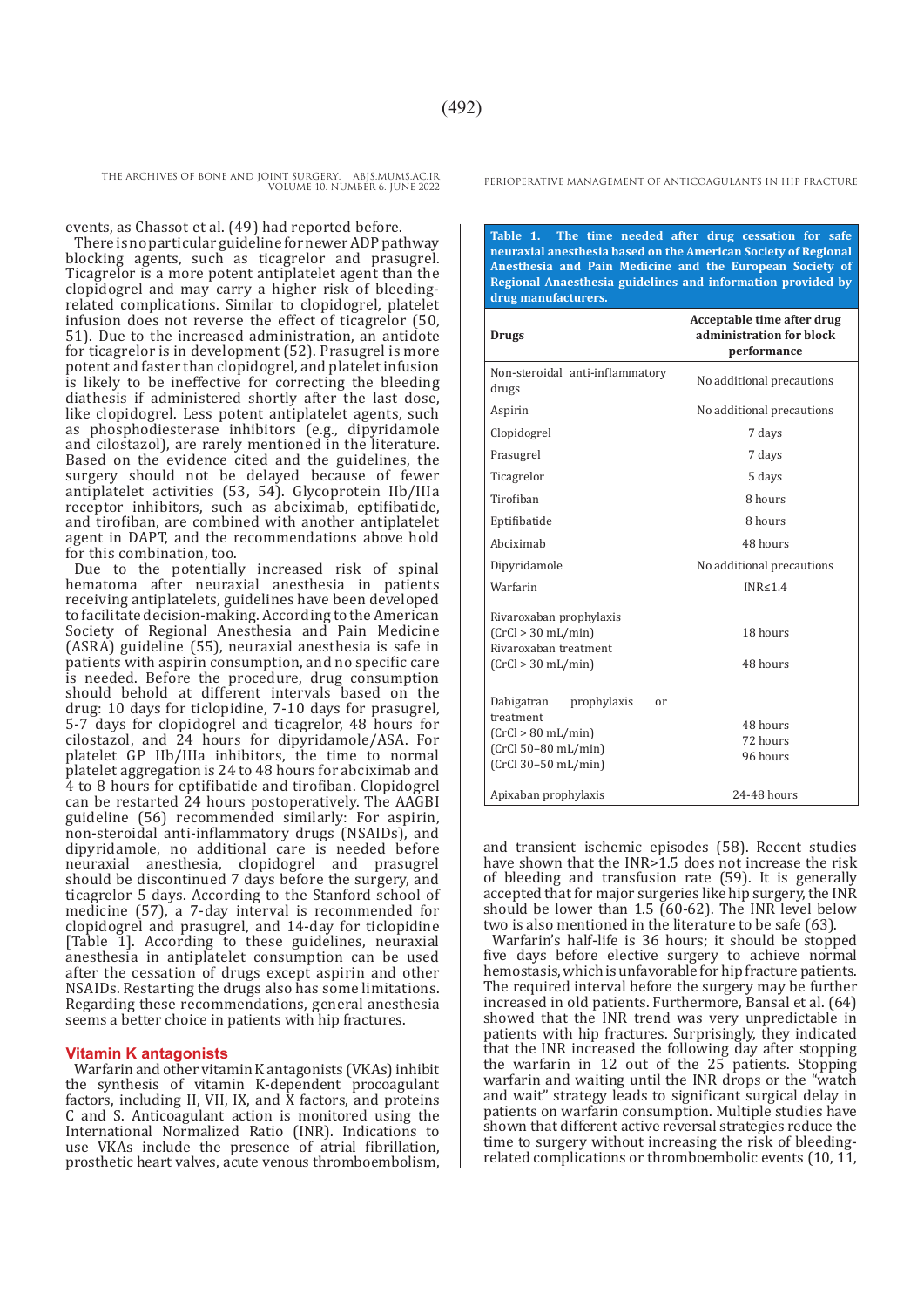events, as Chassot et al. (49) had reported before.

There is no particular guideline for newer ADP pathway blocking agents, such as ticagrelor and prasugrel. Ticagrelor is a more potent antiplatelet agent than the clopidogrel and may carry a higher risk of bleeding-related complications. Similar to clopidogrel, platelet infusion does not reverse the effect of ticagrelor (50, 51). Due to the increased administration, an antidote for ticagrelor is in development (52). Prasugrel is more potent and faster than clopidogrel, and platelet infusion is likely to be ineffective for correcting the bleeding diathesis if administered shortly after the last dose, like clopidogrel. Less potent antiplatelet agents, such as phosphodiesterase inhibitors (e.g., dipyridamole and cilostazol), are rarely mentioned in the literature. Based on the evidence cited and the guidelines, the surgery should not be delayed because of fewer antiplatelet activities (53, 54). Glycoprotein IIb/IIIa receptor inhibitors, such as abciximab, eptifibatide, and tirofiban, are combined with another antiplatelet agent in DAPT, and the recommendations above hold for this combination, too.

Due to the potentially increased risk of spinal hematoma after neuraxial anesthesia in patients receiving antiplatelets, guidelines have been developed to facilitate decision-making. According to the American Society of Regional Anesthesia and Pain Medicine (ASRA) guideline (55), neuraxial anesthesia is safe in patients with aspirin consumption, and no specific care is needed. Before the procedure, drug consumption should behold at different intervals based on the drug: 10 days for ticlopidine, 7-10 days for prasugrel, 5-7 days for clopidogrel and ticagrelor, 48 hours for cilostazol, and 24 hours for dipyridamole/ASA. For platelet GP IIb/IIIa inhibitors, the time to normal platelet aggregation is 24 to 48 hours for abciximab and 4 to 8 hours for eptifibatide and tirofiban. Clopidogrel can be restarted 24 hours postoperatively. The AAGBI guideline (56) recommended similarly: For aspirin, non-steroidal anti-inflammatory drugs (NSAIDs), and dipyridamole, no additional care is needed before neuraxial anesthesia, clopidogrel and prasugrel should be discontinued 7 days before the surgery, and ticagrelor 5 days. According to the Stanford school of medicine (57), a 7-day interval is recommended for clopidogrel and prasugrel, and 14-day for ticlopidine [Table 1]. According to these guidelines, neuraxial anesthesia in antiplatelet consumption can be used after the cessation of drugs except aspirin and other NSAIDs. Restarting the drugs also has some limitations. Regarding these recommendations, general anesthesia seems a better choice in patients with hip fractures.

**Table 1. The time needed after drug cessation for safe neuraxial anesthesia based on the American Society of Regional Anesthesia and Pain Medicine and the European Society of Regional Anaesthesia guidelines and information provided by drug manufacturers.**

| Drugs | Acceptable time after drug administration for block performance |
|---|---|
| Non-steroidal anti-inflammatory drugs | No additional precautions |
| Aspirin | No additional precautions |
| Clopidogrel | 7 days |
| Prasugrel | 7 days |
| Ticagrelor | 5 days |
| Tirofiban | 8 hours |
| Eptifibatide | 8 hours |
| Abciximab | 48 hours |
| Dipyridamole | No additional precautions |
| Warfarin | INR≤1.4 |
| Rivaroxaban prophylaxis (CrCl > 30 mL/min) | 18 hours |
| Rivaroxaban treatment (CrCl > 30 mL/min) | 48 hours |
| Dabigatran prophylaxis or treatment (CrCl > 80 mL/min) | 48 hours |
| (CrCl 50–80 mL/min) | 72 hours |
| (CrCl 30–50 mL/min) | 96 hours |
| Apixaban prophylaxis | 24-48 hours |

## Vitamin K antagonists

Warfarin and other vitamin K antagonists (VKAs) inhibit the synthesis of vitamin K-dependent procoagulant factors, including II, VII, IX, and X factors, and proteins C and S. Anticoagulant action is monitored using the International Normalized Ratio (INR). Indications to use VKAs include the presence of atrial fibrillation, prosthetic heart valves, acute venous thromboembolism, and transient ischemic episodes (58). Recent studies have shown that the INR>1.5 does not increase the risk of bleeding and transfusion rate (59). It is generally accepted that for major surgeries like hip surgery, the INR should be lower than 1.5 (60-62). The INR level below two is also mentioned in the literature to be safe (63).

Warfarin's half-life is 36 hours; it should be stopped five days before elective surgery to achieve normal hemostasis, which is unfavorable for hip fracture patients. The required interval before the surgery may be further increased in old patients. Furthermore, Bansal et al. (64) showed that the INR trend was very unpredictable in patients with hip fractures. Surprisingly, they indicated that the INR increased the following day after stopping the warfarin in 12 out of the 25 patients. Stopping warfarin and waiting until the INR drops or the "watch and wait" strategy leads to significant surgical delay in patients on warfarin consumption. Multiple studies have shown that different active reversal strategies reduce the time to surgery without increasing the risk of bleeding-related complications or thromboembolic events (10, 11,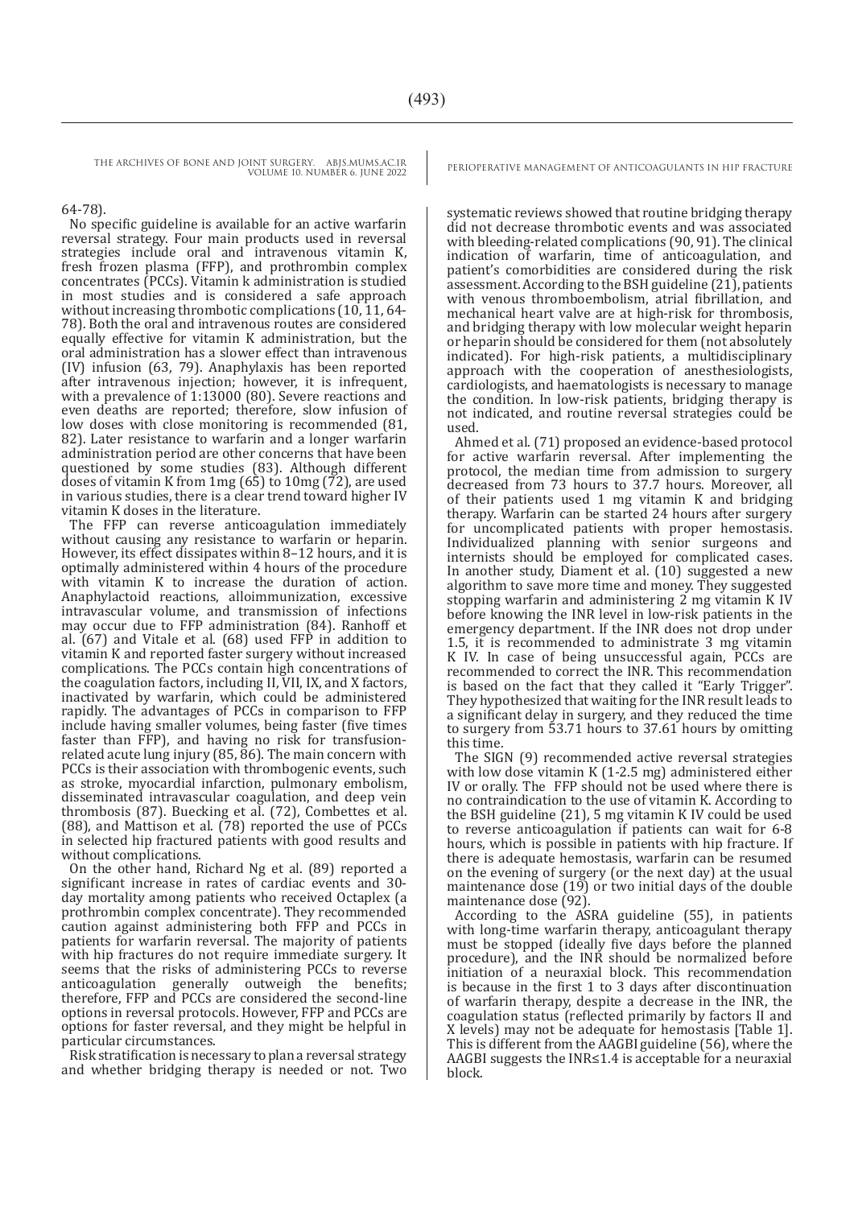64-78).

No specific guideline is available for an active warfarin reversal strategy. Four main products used in reversal strategies include oral and intravenous vitamin K, fresh frozen plasma (FFP), and prothrombin complex concentrates (PCCs). Vitamin k administration is studied in most studies and is considered a safe approach without increasing thrombotic complications (10, 11, 64-78). Both the oral and intravenous routes are considered equally effective for vitamin K administration, but the oral administration has a slower effect than intravenous (IV) infusion (63, 79). Anaphylaxis has been reported after intravenous injection; however, it is infrequent, with a prevalence of 1:13000 (80). Severe reactions and even deaths are reported; therefore, slow infusion of low doses with close monitoring is recommended (81, 82). Later resistance to warfarin and a longer warfarin administration period are other concerns that have been questioned by some studies (83). Although different doses of vitamin K from 1mg (65) to 10mg (72), are used in various studies, there is a clear trend toward higher IV vitamin K doses in the literature.

The FFP can reverse anticoagulation immediately without causing any resistance to warfarin or heparin. However, its effect dissipates within 8–12 hours, and it is optimally administered within 4 hours of the procedure with vitamin K to increase the duration of action. Anaphylactoid reactions, alloimmunization, excessive intravascular volume, and transmission of infections may occur due to FFP administration (84). Ranhoff et al. (67) and Vitale et al. (68) used FFP in addition to vitamin K and reported faster surgery without increased complications. The PCCs contain high concentrations of the coagulation factors, including II, VII, IX, and X factors, inactivated by warfarin, which could be administered rapidly. The advantages of PCCs in comparison to FFP include having smaller volumes, being faster (five times faster than FFP), and having no risk for transfusion-related acute lung injury (85, 86). The main concern with PCCs is their association with thrombogenic events, such as stroke, myocardial infarction, pulmonary embolism, disseminated intravascular coagulation, and deep vein thrombosis (87). Buecking et al. (72), Combettes et al. (88), and Mattison et al. (78) reported the use of PCCs in selected hip fractured patients with good results and without complications.

On the other hand, Richard Ng et al. (89) reported a significant increase in rates of cardiac events and 30-day mortality among patients who received Octaplex (a prothrombin complex concentrate). They recommended caution against administering both FFP and PCCs in patients for warfarin reversal. The majority of patients with hip fractures do not require immediate surgery. It seems that the risks of administering PCCs to reverse anticoagulation generally outweigh the benefits; therefore, FFP and PCCs are considered the second-line options in reversal protocols. However, FFP and PCCs are options for faster reversal, and they might be helpful in particular circumstances.

Risk stratification is necessary to plan a reversal strategy and whether bridging therapy is needed or not. Two systematic reviews showed that routine bridging therapy did not decrease thrombotic events and was associated with bleeding-related complications (90, 91). The clinical indication of warfarin, time of anticoagulation, and patient's comorbidities are considered during the risk assessment. According to the BSH guideline (21), patients with venous thromboembolism, atrial fibrillation, and mechanical heart valve are at high-risk for thrombosis, and bridging therapy with low molecular weight heparin or heparin should be considered for them (not absolutely indicated). For high-risk patients, a multidisciplinary approach with the cooperation of anesthesiologists, cardiologists, and haematologists is necessary to manage the condition. In low-risk patients, bridging therapy is not indicated, and routine reversal strategies could be used.

Ahmed et al. (71) proposed an evidence-based protocol for active warfarin reversal. After implementing the protocol, the median time from admission to surgery decreased from 73 hours to 37.7 hours. Moreover, all of their patients used 1 mg vitamin K and bridging therapy. Warfarin can be started 24 hours after surgery for uncomplicated patients with proper hemostasis. Individualized planning with senior surgeons and internists should be employed for complicated cases. In another study, Diament et al. (10) suggested a new algorithm to save more time and money. They suggested stopping warfarin and administering 2 mg vitamin K IV before knowing the INR level in low-risk patients in the emergency department. If the INR does not drop under 1.5, it is recommended to administrate 3 mg vitamin K IV. In case of being unsuccessful again, PCCs are recommended to correct the INR. This recommendation is based on the fact that they called it "Early Trigger". They hypothesized that waiting for the INR result leads to a significant delay in surgery, and they reduced the time to surgery from 53.71 hours to 37.61 hours by omitting this time.

The SIGN (9) recommended active reversal strategies with low dose vitamin K (1-2.5 mg) administered either IV or orally. The FFP should not be used where there is no contraindication to the use of vitamin K. According to the BSH guideline (21), 5 mg vitamin K IV could be used to reverse anticoagulation if patients can wait for 6-8 hours, which is possible in patients with hip fracture. If there is adequate hemostasis, warfarin can be resumed on the evening of surgery (or the next day) at the usual maintenance dose (19) or two initial days of the double maintenance dose (92).

According to the ASRA guideline (55), in patients with long-time warfarin therapy, anticoagulant therapy must be stopped (ideally five days before the planned procedure), and the INR should be normalized before initiation of a neuraxial block. This recommendation is because in the first 1 to 3 days after discontinuation of warfarin therapy, despite a decrease in the INR, the coagulation status (reflected primarily by factors II and X levels) may not be adequate for hemostasis [Table 1]. This is different from the AAGBI guideline (56), where the AAGBI suggests the INR≤1.4 is acceptable for a neuraxial block.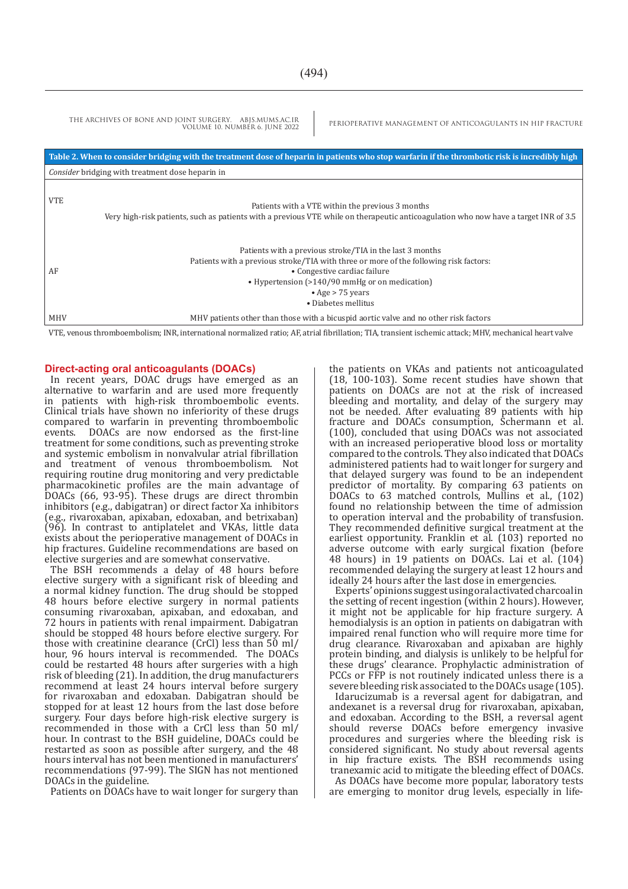**Table 2. When to consider bridging with the treatment dose of heparin in patients who stop warfarin if the thrombotic risk is incredibly high**

| *Consider* bridging with treatment dose heparin in | |
|---|---|
| VTE | Patients with a VTE within the previous 3 months<br>Very high-risk patients, such as patients with a previous VTE while on therapeutic anticoagulation who now have a target INR of 3.5 |
| AF | Patients with a previous stroke/TIA in the last 3 months<br>Patients with a previous stroke/TIA with three or more of the following risk factors:<br>• Congestive cardiac failure<br>• Hypertension (>140/90 mmHg or on medication)<br>• Age > 75 years<br>• Diabetes mellitus |
| MHV | MHV patients other than those with a bicuspid aortic valve and no other risk factors |

VTE, venous thromboembolism; INR, international normalized ratio; AF, atrial fibrillation; TIA, transient ischemic attack; MHV, mechanical heart valve

## Direct-acting oral anticoagulants (DOACs)

In recent years, DOAC drugs have emerged as an alternative to warfarin and are used more frequently in patients with high-risk thromboembolic events. Clinical trials have shown no inferiority of these drugs compared to warfarin in preventing thromboembolic events. DOACs are now endorsed as the first-line treatment for some conditions, such as preventing stroke and systemic embolism in nonvalvular atrial fibrillation and treatment of venous thromboembolism. Not requiring routine drug monitoring and very predictable pharmacokinetic profiles are the main advantage of DOACs (66, 93-95). These drugs are direct thrombin inhibitors (e.g., dabigatran) or direct factor Xa inhibitors (e.g., rivaroxaban, apixaban, edoxaban, and betrixaban) (96). In contrast to antiplatelet and VKAs, little data exists about the perioperative management of DOACs in hip fractures. Guideline recommendations are based on elective surgeries and are somewhat conservative.

The BSH recommends a delay of 48 hours before elective surgery with a significant risk of bleeding and a normal kidney function. The drug should be stopped 48 hours before elective surgery in normal patients consuming rivaroxaban, apixaban, and edoxaban, and 72 hours in patients with renal impairment. Dabigatran should be stopped 48 hours before elective surgery. For those with creatinine clearance (CrCl) less than 50 ml/hour, 96 hours interval is recommended. The DOACs could be restarted 48 hours after surgeries with a high risk of bleeding (21). In addition, the drug manufacturers recommend at least 24 hours interval before surgery for rivaroxaban and edoxaban. Dabigatran should be stopped for at least 12 hours from the last dose before surgery. Four days before high-risk elective surgery is recommended in those with a CrCl less than 50 ml/hour. In contrast to the BSH guideline, DOACs could be restarted as soon as possible after surgery, and the 48 hours interval has not been mentioned in manufacturers' recommendations (97-99). The SIGN has not mentioned DOACs in the guideline.

Patients on DOACs have to wait longer for surgery than the patients on VKAs and patients not anticoagulated (18, 100-103). Some recent studies have shown that patients on DOACs are not at the risk of increased bleeding and mortality, and delay of the surgery may not be needed. After evaluating 89 patients with hip fracture and DOACs consumption, Schermann et al. (100), concluded that using DOACs was not associated with an increased perioperative blood loss or mortality compared to the controls. They also indicated that DOACs administered patients had to wait longer for surgery and that delayed surgery was found to be an independent predictor of mortality. By comparing 63 patients on DOACs to 63 matched controls, Mullins et al., (102) found no relationship between the time of admission to operation interval and the probability of transfusion. They recommended definitive surgical treatment at the earliest opportunity. Franklin et al. (103) reported no adverse outcome with early surgical fixation (before 48 hours) in 19 patients on DOACs. Lai et al. (104) recommended delaying the surgery at least 12 hours and ideally 24 hours after the last dose in emergencies.

Experts' opinions suggest using oral activated charcoal in the setting of recent ingestion (within 2 hours). However, it might not be applicable for hip fracture surgery. A hemodialysis is an option in patients on dabigatran with impaired renal function who will require more time for drug clearance. Rivaroxaban and apixaban are highly protein binding, and dialysis is unlikely to be helpful for these drugs' clearance. Prophylactic administration of PCCs or FFP is not routinely indicated unless there is a severe bleeding risk associated to the DOACs usage (105).

Idarucizumab is a reversal agent for dabigatran, and andexanet is a reversal drug for rivaroxaban, apixaban, and edoxaban. According to the BSH, a reversal agent should reverse DOACs before emergency invasive procedures and surgeries where the bleeding risk is considered significant. No study about reversal agents in hip fracture exists. The BSH recommends using tranexamic acid to mitigate the bleeding effect of DOACs.

As DOACs have become more popular, laboratory tests are emerging to monitor drug levels, especially in life-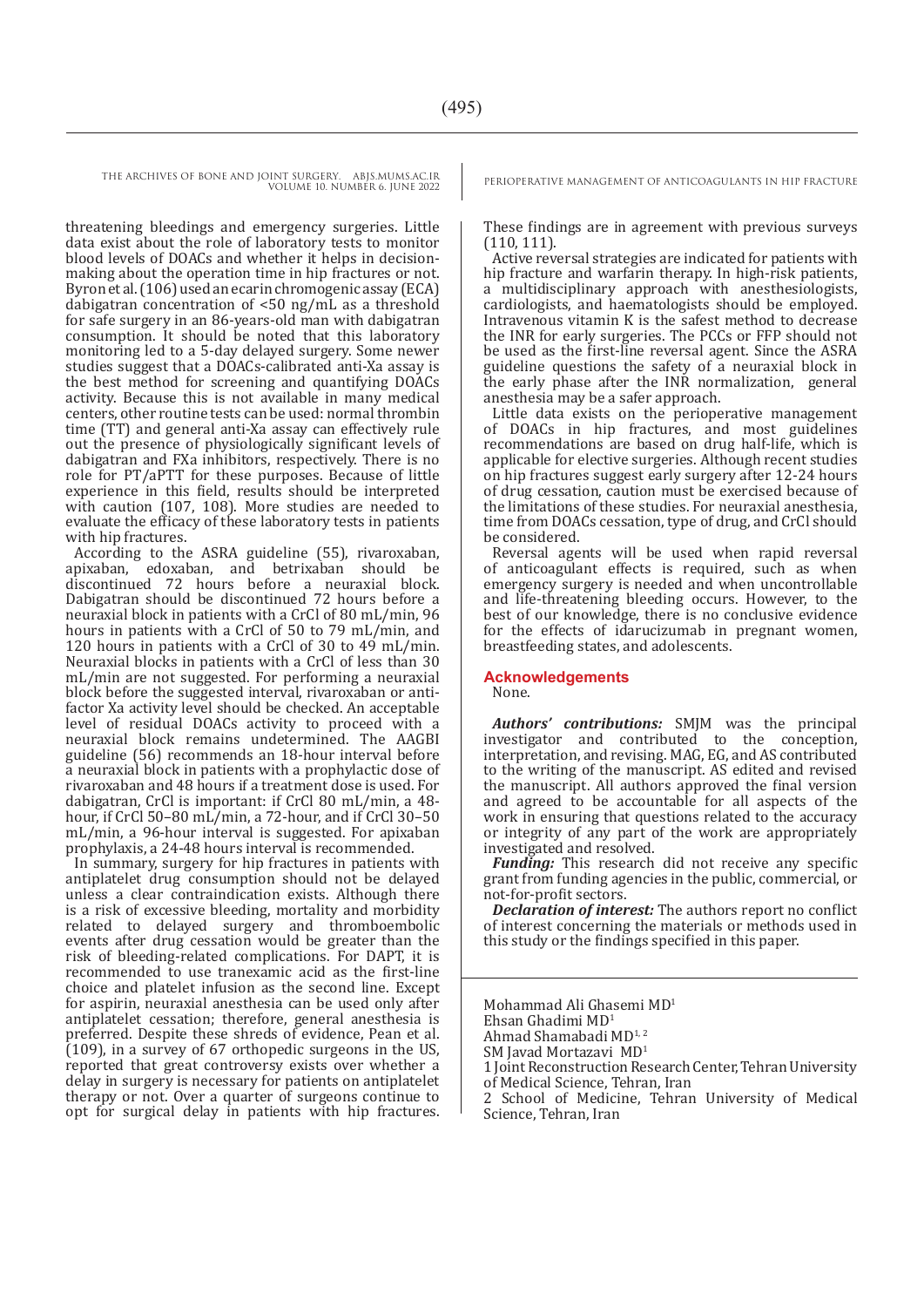threatening bleedings and emergency surgeries. Little data exist about the role of laboratory tests to monitor blood levels of DOACs and whether it helps in decision-making about the operation time in hip fractures or not. Byron et al. (106) used an ecarin chromogenic assay (ECA) dabigatran concentration of <50 ng/mL as a threshold for safe surgery in an 86-years-old man with dabigatran consumption. It should be noted that this laboratory monitoring led to a 5-day delayed surgery. Some newer studies suggest that a DOACs-calibrated anti-Xa assay is the best method for screening and quantifying DOACs activity. Because this is not available in many medical centers, other routine tests can be used: normal thrombin time (TT) and general anti-Xa assay can effectively rule out the presence of physiologically significant levels of dabigatran and FXa inhibitors, respectively. There is no role for PT/aPTT for these purposes. Because of little experience in this field, results should be interpreted with caution (107, 108). More studies are needed to evaluate the efficacy of these laboratory tests in patients with hip fractures.

According to the ASRA guideline (55), rivaroxaban, apixaban, edoxaban, and betrixaban should be discontinued 72 hours before a neuraxial block. Dabigatran should be discontinued 72 hours before a neuraxial block in patients with a CrCl of 80 mL/min, 96 hours in patients with a CrCl of 50 to 79 mL/min, and 120 hours in patients with a CrCl of 30 to 49 mL/min. Neuraxial blocks in patients with a CrCl of less than 30 mL/min are not suggested. For performing a neuraxial block before the suggested interval, rivaroxaban or anti-factor Xa activity level should be checked. An acceptable level of residual DOACs activity to proceed with a neuraxial block remains undetermined. The AAGBI guideline (56) recommends an 18-hour interval before a neuraxial block in patients with a prophylactic dose of rivaroxaban and 48 hours if a treatment dose is used. For dabigatran, CrCl is important: if CrCl 80 mL/min, a 48-hour, if CrCl 50–80 mL/min, a 72-hour, and if CrCl 30–50 mL/min, a 96-hour interval is suggested. For apixaban prophylaxis, a 24-48 hours interval is recommended.

In summary, surgery for hip fractures in patients with antiplatelet drug consumption should not be delayed unless a clear contraindication exists. Although there is a risk of excessive bleeding, mortality and morbidity related to delayed surgery and thromboembolic events after drug cessation would be greater than the risk of bleeding-related complications. For DAPT, it is recommended to use tranexamic acid as the first-line choice and platelet infusion as the second line. Except for aspirin, neuraxial anesthesia can be used only after antiplatelet cessation; therefore, general anesthesia is preferred. Despite these shreds of evidence, Pean et al. (109), in a survey of 67 orthopedic surgeons in the US, reported that great controversy exists over whether a delay in surgery is necessary for patients on antiplatelet therapy or not. Over a quarter of surgeons continue to opt for surgical delay in patients with hip fractures. These findings are in agreement with previous surveys (110, 111).

Active reversal strategies are indicated for patients with hip fracture and warfarin therapy. In high-risk patients, a multidisciplinary approach with anesthesiologists, cardiologists, and haematologists should be employed. Intravenous vitamin K is the safest method to decrease the INR for early surgeries. The PCCs or FFP should not be used as the first-line reversal agent. Since the ASRA guideline questions the safety of a neuraxial block in the early phase after the INR normalization, general anesthesia may be a safer approach.

Little data exists on the perioperative management of DOACs in hip fractures, and most guidelines recommendations are based on drug half-life, which is applicable for elective surgeries. Although recent studies on hip fractures suggest early surgery after 12-24 hours of drug cessation, caution must be exercised because of the limitations of these studies. For neuraxial anesthesia, time from DOACs cessation, type of drug, and CrCl should be considered.

Reversal agents will be used when rapid reversal of anticoagulant effects is required, such as when emergency surgery is needed and when uncontrollable and life-threatening bleeding occurs. However, to the best of our knowledge, there is no conclusive evidence for the effects of idarucizumab in pregnant women, breastfeeding states, and adolescents.

## Acknowledgements

None.

***Authors' contributions:*** SMJM was the principal investigator and contributed to the conception, interpretation, and revising. MAG, EG, and AS contributed to the writing of the manuscript. AS edited and revised the manuscript. All authors approved the final version and agreed to be accountable for all aspects of the work in ensuring that questions related to the accuracy or integrity of any part of the work are appropriately investigated and resolved.

***Funding:*** This research did not receive any specific grant from funding agencies in the public, commercial, or not-for-profit sectors.

***Declaration of interest:*** The authors report no conflict of interest concerning the materials or methods used in this study or the findings specified in this paper.

Mohammad Ali Ghasemi MD[1]
Ehsan Ghadimi MD[1]
Ahmad Shamabadi MD[1, 2]
SM Javad Mortazavi MD[1]
1 Joint Reconstruction Research Center, Tehran University of Medical Science, Tehran, Iran
2 School of Medicine, Tehran University of Medical Science, Tehran, Iran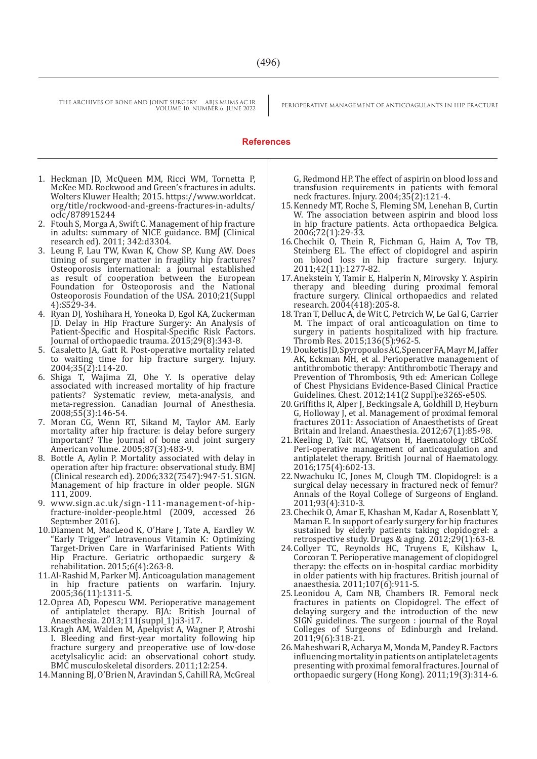## References

1. Heckman JD, McQueen MM, Ricci WM, Tornetta P, McKee MD. Rockwood and Green's fractures in adults. Wolters Kluwer Health; 2015. https://www.worldcat.org/title/rockwood-and-greens-fractures-in-adults/oclc/878915244
2. Ftouh S, Morga A, Swift C. Management of hip fracture in adults: summary of NICE guidance. BMJ (Clinical research ed). 2011; 342:d3304.
3. Leung F, Lau TW, Kwan K, Chow SP, Kung AW. Does timing of surgery matter in fragility hip fractures? Osteoporosis international: a journal established as result of cooperation between the European Foundation for Osteoporosis and the National Osteoporosis Foundation of the USA. 2010;21(Suppl 4):S529-34.
4. Ryan DJ, Yoshihara H, Yoneoka D, Egol KA, Zuckerman JD. Delay in Hip Fracture Surgery: An Analysis of Patient-Specific and Hospital-Specific Risk Factors. Journal of orthopaedic trauma. 2015;29(8):343-8.
5. Casaletto JA, Gatt R. Post-operative mortality related to waiting time for hip fracture surgery. Injury. 2004;35(2):114-20.
6. Shiga T, Wajima ZI, Ohe Y. Is operative delay associated with increased mortality of hip fracture patients? Systematic review, meta-analysis, and meta-regression. Canadian Journal of Anesthesia. 2008;55(3):146-54.
7. Moran CG, Wenn RT, Sikand M, Taylor AM. Early mortality after hip fracture: is delay before surgery important? The Journal of bone and joint surgery American volume. 2005;87(3):483-9.
8. Bottle A, Aylin P. Mortality associated with delay in operation after hip fracture: observational study. BMJ (Clinical research ed). 2006;332(7547):947-51. SIGN. Management of hip fracture in older people. SIGN 111, 2009.
9. www.sign.ac.uk/sign-111-management-of-hip-fracture-inolder-people.html (2009, accessed 26 September 2016).
10. Diament M, MacLeod K, O'Hare J, Tate A, Eardley W. "Early Trigger" Intravenous Vitamin K: Optimizing Target-Driven Care in Warfarinised Patients With Hip Fracture. Geriatric orthopaedic surgery & rehabilitation. 2015;6(4):263-8.
11. Al-Rashid M, Parker MJ. Anticoagulation management in hip fracture patients on warfarin. Injury. 2005;36(11):1311-5.
12. Oprea AD, Popescu WM. Perioperative management of antiplatelet therapy. BJA: British Journal of Anaesthesia. 2013;111(suppl_1):i3-i17.
13. Kragh AM, Walden M, Apelqvist A, Wagner P, Atroshi I. Bleeding and first-year mortality following hip fracture surgery and preoperative use of low-dose acetylsalicylic acid: an observational cohort study. BMC musculoskeletal disorders. 2011;12:254.
14. Manning BJ, O'Brien N, Aravindan S, Cahill RA, McGreal G, Redmond HP. The effect of aspirin on blood loss and transfusion requirements in patients with femoral neck fractures. Injury. 2004;35(2):121-4.
15. Kennedy MT, Roche S, Fleming SM, Lenehan B, Curtin W. The association between aspirin and blood loss in hip fracture patients. Acta orthopaedica Belgica. 2006;72(1):29-33.
16. Chechik O, Thein R, Fichman G, Haim A, Tov TB, Steinberg EL. The effect of clopidogrel and aspirin on blood loss in hip fracture surgery. Injury. 2011;42(11):1277-82.
17. Anekstein Y, Tamir E, Halperin N, Mirovsky Y. Aspirin therapy and bleeding during proximal femoral fracture surgery. Clinical orthopaedics and related research. 2004(418):205-8.
18. Tran T, Delluc A, de Wit C, Petrcich W, Le Gal G, Carrier M. The impact of oral anticoagulation on time to surgery in patients hospitalized with hip fracture. Thromb Res. 2015;136(5):962-5.
19. Douketis JD, Spyropoulos AC, Spencer FA, Mayr M, Jaffer AK, Eckman MH, et al. Perioperative management of antithrombotic therapy: Antithrombotic Therapy and Prevention of Thrombosis, 9th ed: American College of Chest Physicians Evidence-Based Clinical Practice Guidelines. Chest. 2012;141(2 Suppl):e326S-e50S.
20. Griffiths R, Alper J, Beckingsale A, Goldhill D, Heyburn G, Holloway J, et al. Management of proximal femoral fractures 2011: Association of Anaesthetists of Great Britain and Ireland. Anaesthesia. 2012;67(1):85-98.
21. Keeling D, Tait RC, Watson H, Haematology tBCoSf. Peri-operative management of anticoagulation and antiplatelet therapy. British Journal of Haematology. 2016;175(4):602-13.
22. Nwachuku IC, Jones M, Clough TM. Clopidogrel: is a surgical delay necessary in fractured neck of femur? Annals of the Royal College of Surgeons of England. 2011;93(4):310-3.
23. Chechik O, Amar E, Khashan M, Kadar A, Rosenblatt Y, Maman E. In support of early surgery for hip fractures sustained by elderly patients taking clopidogrel: a retrospective study. Drugs & aging. 2012;29(1):63-8.
24. Collyer TC, Reynolds HC, Truyens E, Kilshaw L, Corcoran T. Perioperative management of clopidogrel therapy: the effects on in-hospital cardiac morbidity in older patients with hip fractures. British journal of anaesthesia. 2011;107(6):911-5.
25. Leonidou A, Cam NB, Chambers IR. Femoral neck fractures in patients on Clopidogrel. The effect of delaying surgery and the introduction of the new SIGN guidelines. The surgeon : journal of the Royal Colleges of Surgeons of Edinburgh and Ireland. 2011;9(6):318-21.
26. Maheshwari R, Acharya M, Monda M, Pandey R. Factors influencing mortality in patients on antiplatelet agents presenting with proximal femoral fractures. Journal of orthopaedic surgery (Hong Kong). 2011;19(3):314-6.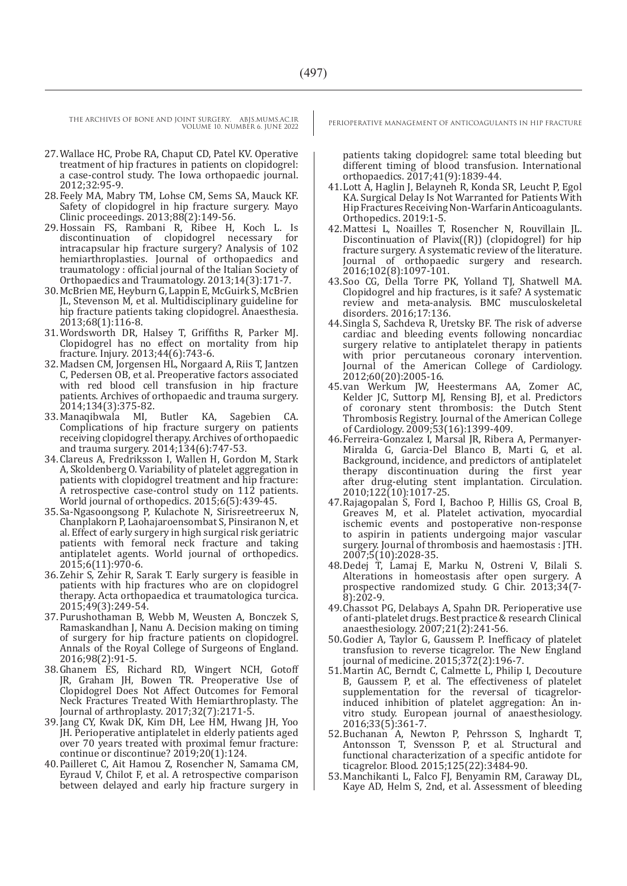27. Wallace HC, Probe RA, Chaput CD, Patel KV. Operative treatment of hip fractures in patients on clopidogrel: a case-control study. The Iowa orthopaedic journal. 2012;32:95-9.
28. Feely MA, Mabry TM, Lohse CM, Sems SA, Mauck KF. Safety of clopidogrel in hip fracture surgery. Mayo Clinic proceedings. 2013;88(2):149-56.
29. Hossain FS, Rambani R, Ribee H, Koch L. Is discontinuation of clopidogrel necessary for intracapsular hip fracture surgery? Analysis of 102 hemiarthroplasties. Journal of orthopaedics and traumatology : official journal of the Italian Society of Orthopaedics and Traumatology. 2013;14(3):171-7.
30. McBrien ME, Heyburn G, Lappin E, McGuirk S, McBrien JL, Stevenson M, et al. Multidisciplinary guideline for hip fracture patients taking clopidogrel. Anaesthesia. 2013;68(1):116-8.
31. Wordsworth DR, Halsey T, Griffiths R, Parker MJ. Clopidogrel has no effect on mortality from hip fracture. Injury. 2013;44(6):743-6.
32. Madsen CM, Jorgensen HL, Norgaard A, Riis T, Jantzen C, Pedersen OB, et al. Preoperative factors associated with red blood cell transfusion in hip fracture patients. Archives of orthopaedic and trauma surgery. 2014;134(3):375-82.
33. Manaqibwala MI, Butler KA, Sagebien CA. Complications of hip fracture surgery on patients receiving clopidogrel therapy. Archives of orthopaedic and trauma surgery. 2014;134(6):747-53.
34. Clareus A, Fredriksson I, Wallen H, Gordon M, Stark A, Skoldenberg O. Variability of platelet aggregation in patients with clopidogrel treatment and hip fracture: A retrospective case-control study on 112 patients. World journal of orthopedics. 2015;6(5):439-45.
35. Sa-Ngasoongsong P, Kulachote N, Sirisreetreerux N, Chanplakorn P, Laohajaroensombat S, Pinsiranon N, et al. Effect of early surgery in high surgical risk geriatric patients with femoral neck fracture and taking antiplatelet agents. World journal of orthopedics. 2015;6(11):970-6.
36. Zehir S, Zehir R, Sarak T. Early surgery is feasible in patients with hip fractures who are on clopidogrel therapy. Acta orthopaedica et traumatologica turcica. 2015;49(3):249-54.
37. Purushothaman B, Webb M, Weusten A, Bonczek S, Ramaskandhan J, Nanu A. Decision making on timing of surgery for hip fracture patients on clopidogrel. Annals of the Royal College of Surgeons of England. 2016;98(2):91-5.
38. Ghanem ES, Richard RD, Wingert NCH, Gotoff JR, Graham JH, Bowen TR. Preoperative Use of Clopidogrel Does Not Affect Outcomes for Femoral Neck Fractures Treated With Hemiarthroplasty. The Journal of arthroplasty. 2017;32(7):2171-5.
39. Jang CY, Kwak DK, Kim DH, Lee HM, Hwang JH, Yoo JH. Perioperative antiplatelet in elderly patients aged over 70 years treated with proximal femur fracture: continue or discontinue? 2019;20(1):124.
40. Pailleret C, Ait Hamou Z, Rosencher N, Samama CM, Eyraud V, Chilot F, et al. A retrospective comparison between delayed and early hip fracture surgery in patients taking clopidogrel: same total bleeding but different timing of blood transfusion. International orthopaedics. 2017;41(9):1839-44.
41. Lott A, Haglin J, Belayneh R, Konda SR, Leucht P, Egol KA. Surgical Delay Is Not Warranted for Patients With Hip Fractures Receiving Non-Warfarin Anticoagulants. Orthopedics. 2019:1-5.
42. Mattesi L, Noailles T, Rosencher N, Rouvillain JL. Discontinuation of Plavix((R)) (clopidogrel) for hip fracture surgery. A systematic review of the literature. Journal of orthopaedic surgery and research. 2016;102(8):1097-101.
43. Soo CG, Della Torre PK, Yolland TJ, Shatwell MA. Clopidogrel and hip fractures, is it safe? A systematic review and meta-analysis. BMC musculoskeletal disorders. 2016;17:136.
44. Singla S, Sachdeva R, Uretsky BF. The risk of adverse cardiac and bleeding events following noncardiac surgery relative to antiplatelet therapy in patients with prior percutaneous coronary intervention. Journal of the American College of Cardiology. 2012;60(20):2005-16.
45. van Werkum JW, Heestermans AA, Zomer AC, Kelder JC, Suttorp MJ, Rensing BJ, et al. Predictors of coronary stent thrombosis: the Dutch Stent Thrombosis Registry. Journal of the American College of Cardiology. 2009;53(16):1399-409.
46. Ferreira-Gonzalez I, Marsal JR, Ribera A, Permanyer-Miralda G, Garcia-Del Blanco B, Marti G, et al. Background, incidence, and predictors of antiplatelet therapy discontinuation during the first year after drug-eluting stent implantation. Circulation. 2010;122(10):1017-25.
47. Rajagopalan S, Ford I, Bachoo P, Hillis GS, Croal B, Greaves M, et al. Platelet activation, myocardial ischemic events and postoperative non-response to aspirin in patients undergoing major vascular surgery. Journal of thrombosis and haemostasis : JTH. 2007;5(10):2028-35.
48. Dedej T, Lamaj E, Marku N, Ostreni V, Bilali S. Alterations in homeostasis after open surgery. A prospective randomized study. G Chir. 2013;34(7-8):202-9.
49. Chassot PG, Delabays A, Spahn DR. Perioperative use of anti-platelet drugs. Best practice & research Clinical anaesthesiology. 2007;21(2):241-56.
50. Godier A, Taylor G, Gaussem P. Inefficacy of platelet transfusion to reverse ticagrelor. The New England journal of medicine. 2015;372(2):196-7.
51. Martin AC, Berndt C, Calmette L, Philip I, Decouture B, Gaussem P, et al. The effectiveness of platelet supplementation for the reversal of ticagrelor-induced inhibition of platelet aggregation: An in-vitro study. European journal of anaesthesiology. 2016;33(5):361-7.
52. Buchanan A, Newton P, Pehrsson S, Inghardt T, Antonsson T, Svensson P, et al. Structural and functional characterization of a specific antidote for ticagrelor. Blood. 2015;125(22):3484-90.
53. Manchikanti L, Falco FJ, Benyamin RM, Caraway DL, Kaye AD, Helm S, 2nd, et al. Assessment of bleeding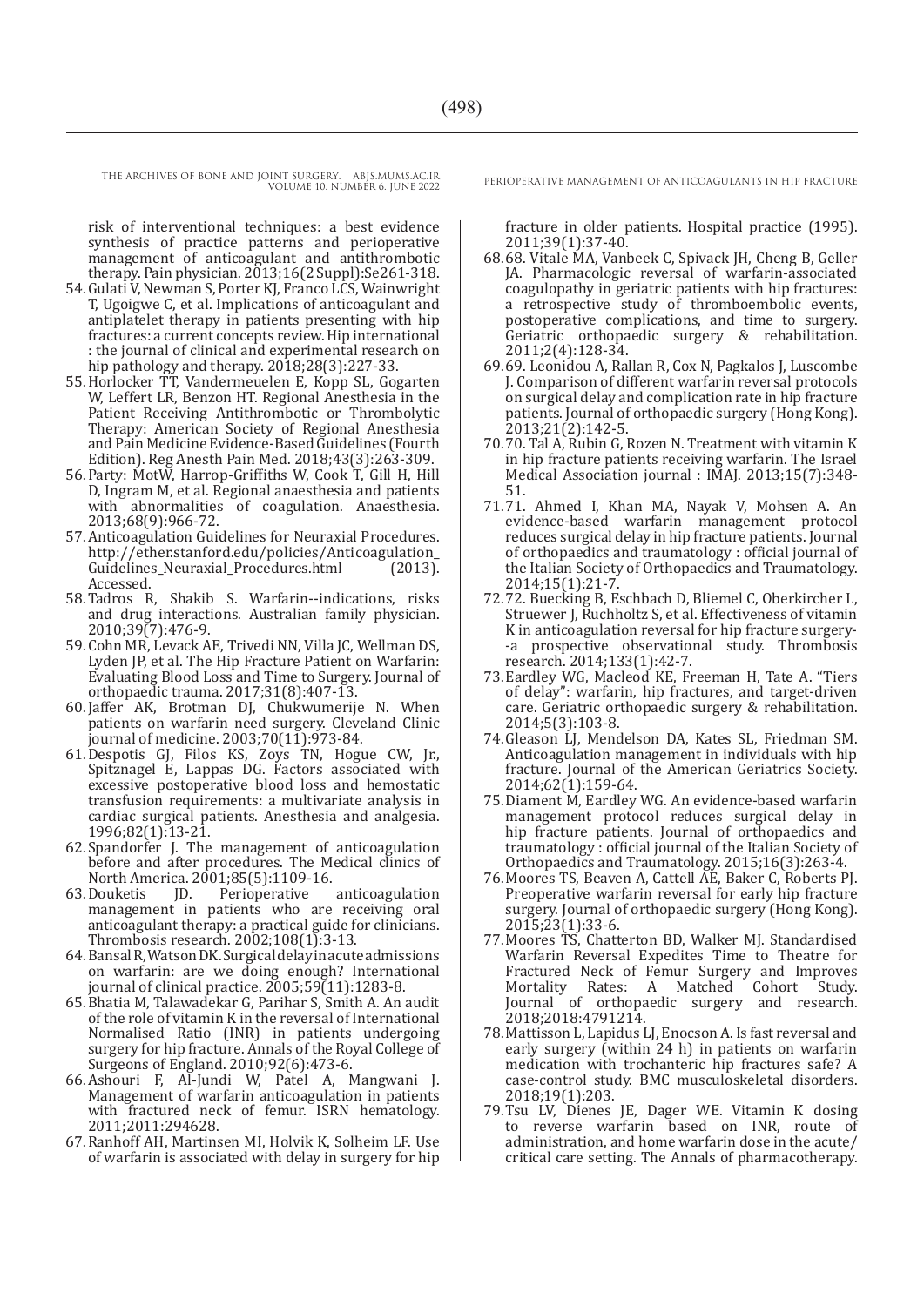risk of interventional techniques: a best evidence synthesis of practice patterns and perioperative management of anticoagulant and antithrombotic therapy. Pain physician. 2013;16(2 Suppl):Se261-318.

54. Gulati V, Newman S, Porter KJ, Franco LCS, Wainwright T, Ugoigwe C, et al. Implications of anticoagulant and antiplatelet therapy in patients presenting with hip fractures: a current concepts review. Hip international : the journal of clinical and experimental research on hip pathology and therapy. 2018;28(3):227-33.
55. Horlocker TT, Vandermeulen E, Kopp SL, Gogarten W, Leffert LR, Benzon HT. Regional Anesthesia in the Patient Receiving Antithrombotic or Thrombolytic Therapy: American Society of Regional Anesthesia and Pain Medicine Evidence-Based Guidelines (Fourth Edition). Reg Anesth Pain Med. 2018;43(3):263-309.
56. Party: MotW, Harrop-Griffiths W, Cook T, Gill H, Hill D, Ingram M, et al. Regional anaesthesia and patients with abnormalities of coagulation. Anaesthesia. 2013;68(9):966-72.
57. Anticoagulation Guidelines for Neuraxial Procedures. http://ether.stanford.edu/policies/Anticoagulation_Guidelines_Neuraxial_Procedures.html (2013). Accessed.
58. Tadros R, Shakib S. Warfarin--indications, risks and drug interactions. Australian family physician. 2010;39(7):476-9.
59. Cohn MR, Levack AE, Trivedi NN, Villa JC, Wellman DS, Lyden JP, et al. The Hip Fracture Patient on Warfarin: Evaluating Blood Loss and Time to Surgery. Journal of orthopaedic trauma. 2017;31(8):407-13.
60. Jaffer AK, Brotman DJ, Chukwumerije N. When patients on warfarin need surgery. Cleveland Clinic journal of medicine. 2003;70(11):973-84.
61. Despotis GJ, Filos KS, Zoys TN, Hogue CW, Jr., Spitznagel E, Lappas DG. Factors associated with excessive postoperative blood loss and hemostatic transfusion requirements: a multivariate analysis in cardiac surgical patients. Anesthesia and analgesia. 1996;82(1):13-21.
62. Spandorfer J. The management of anticoagulation before and after procedures. The Medical clinics of North America. 2001;85(5):1109-16.
63. Douketis JD. Perioperative anticoagulation management in patients who are receiving oral anticoagulant therapy: a practical guide for clinicians. Thrombosis research. 2002;108(1):3-13.
64. Bansal R, Watson DK. Surgical delay in acute admissions on warfarin: are we doing enough? International journal of clinical practice. 2005;59(11):1283-8.
65. Bhatia M, Talawadekar G, Parihar S, Smith A. An audit of the role of vitamin K in the reversal of International Normalised Ratio (INR) in patients undergoing surgery for hip fracture. Annals of the Royal College of Surgeons of England. 2010;92(6):473-6.
66. Ashouri F, Al-Jundi W, Patel A, Mangwani J. Management of warfarin anticoagulation in patients with fractured neck of femur. ISRN hematology. 2011;2011:294628.
67. Ranhoff AH, Martinsen MI, Holvik K, Solheim LF. Use of warfarin is associated with delay in surgery for hip fracture in older patients. Hospital practice (1995). 2011;39(1):37-40.
68. 68. Vitale MA, Vanbeek C, Spivack JH, Cheng B, Geller JA. Pharmacologic reversal of warfarin-associated coagulopathy in geriatric patients with hip fractures: a retrospective study of thromboembolic events, postoperative complications, and time to surgery. Geriatric orthopaedic surgery & rehabilitation. 2011;2(4):128-34.
69. 69. Leonidou A, Rallan R, Cox N, Pagkalos J, Luscombe J. Comparison of different warfarin reversal protocols on surgical delay and complication rate in hip fracture patients. Journal of orthopaedic surgery (Hong Kong). 2013;21(2):142-5.
70. 70. Tal A, Rubin G, Rozen N. Treatment with vitamin K in hip fracture patients receiving warfarin. The Israel Medical Association journal : IMAJ. 2013;15(7):348-51.
71. 71. Ahmed I, Khan MA, Nayak V, Mohsen A. An evidence-based warfarin management protocol reduces surgical delay in hip fracture patients. Journal of orthopaedics and traumatology : official journal of the Italian Society of Orthopaedics and Traumatology. 2014;15(1):21-7.
72. 72. Buecking B, Eschbach D, Bliemel C, Oberkircher L, Struewer J, Ruchholtz S, et al. Effectiveness of vitamin K in anticoagulation reversal for hip fracture surgery--a prospective observational study. Thrombosis research. 2014;133(1):42-7.
73. Eardley WG, Macleod KE, Freeman H, Tate A. "Tiers of delay": warfarin, hip fractures, and target-driven care. Geriatric orthopaedic surgery & rehabilitation. 2014;5(3):103-8.
74. Gleason LJ, Mendelson DA, Kates SL, Friedman SM. Anticoagulation management in individuals with hip fracture. Journal of the American Geriatrics Society. 2014;62(1):159-64.
75. Diament M, Eardley WG. An evidence-based warfarin management protocol reduces surgical delay in hip fracture patients. Journal of orthopaedics and traumatology : official journal of the Italian Society of Orthopaedics and Traumatology. 2015;16(3):263-4.
76. Moores TS, Beaven A, Cattell AE, Baker C, Roberts PJ. Preoperative warfarin reversal for early hip fracture surgery. Journal of orthopaedic surgery (Hong Kong). 2015;23(1):33-6.
77. Moores TS, Chatterton BD, Walker MJ. Standardised Warfarin Reversal Expedites Time to Theatre for Fractured Neck of Femur Surgery and Improves Mortality Rates: A Matched Cohort Study. Journal of orthopaedic surgery and research. 2018;2018:4791214.
78. Mattisson L, Lapidus LJ, Enocson A. Is fast reversal and early surgery (within 24 h) in patients on warfarin medication with trochanteric hip fractures safe? A case-control study. BMC musculoskeletal disorders. 2018;19(1):203.
79. Tsu LV, Dienes JE, Dager WE. Vitamin K dosing to reverse warfarin based on INR, route of administration, and home warfarin dose in the acute/critical care setting. The Annals of pharmacotherapy.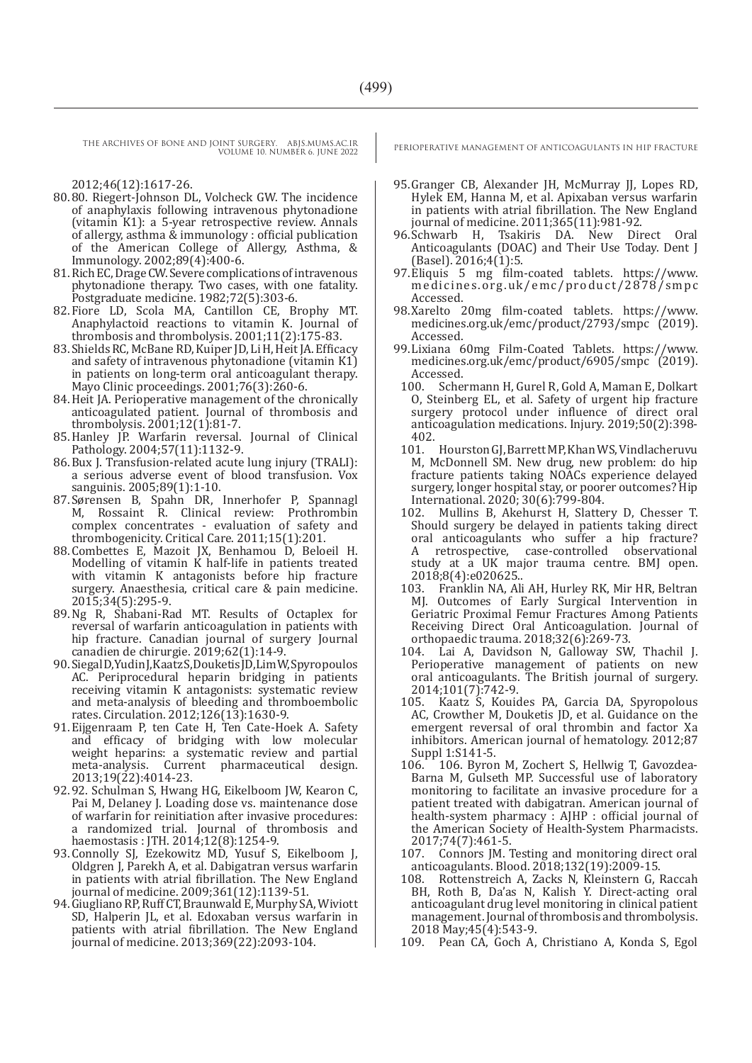2012;46(12):1617-26.

80. 80. Riegert-Johnson DL, Volcheck GW. The incidence of anaphylaxis following intravenous phytonadione (vitamin K1): a 5-year retrospective review. Annals of allergy, asthma & immunology : official publication of the American College of Allergy, Asthma, & Immunology. 2002;89(4):400-6.
81. Rich EC, Drage CW. Severe complications of intravenous phytonadione therapy. Two cases, with one fatality. Postgraduate medicine. 1982;72(5):303-6.
82. Fiore LD, Scola MA, Cantillon CE, Brophy MT. Anaphylactoid reactions to vitamin K. Journal of thrombosis and thrombolysis. 2001;11(2):175-83.
83. Shields RC, McBane RD, Kuiper JD, Li H, Heit JA. Efficacy and safety of intravenous phytonadione (vitamin K1) in patients on long-term oral anticoagulant therapy. Mayo Clinic proceedings. 2001;76(3):260-6.
84. Heit JA. Perioperative management of the chronically anticoagulated patient. Journal of thrombosis and thrombolysis. 2001;12(1):81-7.
85. Hanley JP. Warfarin reversal. Journal of Clinical Pathology. 2004;57(11):1132-9.
86. Bux J. Transfusion-related acute lung injury (TRALI): a serious adverse event of blood transfusion. Vox sanguinis. 2005;89(1):1-10.
87. Sørensen B, Spahn DR, Innerhofer P, Spannagl M, Rossaint R. Clinical review: Prothrombin complex concentrates - evaluation of safety and thrombogenicity. Critical Care. 2011;15(1):201.
88. Combettes E, Mazoit JX, Benhamou D, Beloeil H. Modelling of vitamin K half-life in patients treated with vitamin K antagonists before hip fracture surgery. Anaesthesia, critical care & pain medicine. 2015;34(5):295-9.
89. Ng R, Shabani-Rad MT. Results of Octaplex for reversal of warfarin anticoagulation in patients with hip fracture. Canadian journal of surgery Journal canadien de chirurgie. 2019;62(1):14-9.
90. Siegal D, Yudin J, Kaatz S, Douketis JD, Lim W, Spyropoulos AC. Periprocedural heparin bridging in patients receiving vitamin K antagonists: systematic review and meta-analysis of bleeding and thromboembolic rates. Circulation. 2012;126(13):1630-9.
91. Eijgenraam P, ten Cate H, Ten Cate-Hoek A. Safety and efficacy of bridging with low molecular weight heparins: a systematic review and partial meta-analysis. Current pharmaceutical design. 2013;19(22):4014-23.
92. 92. Schulman S, Hwang HG, Eikelboom JW, Kearon C, Pai M, Delaney J. Loading dose vs. maintenance dose of warfarin for reinitiation after invasive procedures: a randomized trial. Journal of thrombosis and haemostasis : JTH. 2014;12(8):1254-9.
93. Connolly SJ, Ezekowitz MD, Yusuf S, Eikelboom J, Oldgren J, Parekh A, et al. Dabigatran versus warfarin in patients with atrial fibrillation. The New England journal of medicine. 2009;361(12):1139-51.
94. Giugliano RP, Ruff CT, Braunwald E, Murphy SA, Wiviott SD, Halperin JL, et al. Edoxaban versus warfarin in patients with atrial fibrillation. The New England journal of medicine. 2013;369(22):2093-104.
95. Granger CB, Alexander JH, McMurray JJ, Lopes RD, Hylek EM, Hanna M, et al. Apixaban versus warfarin in patients with atrial fibrillation. The New England journal of medicine. 2011;365(11):981-92.
96. Schwarb H, Tsakiris DA. New Direct Oral Anticoagulants (DOAC) and Their Use Today. Dent J (Basel). 2016;4(1):5.
97. Eliquis 5 mg film-coated tablets. https://www.medicines.org.uk/emc/product/2878/smpc Accessed.
98. Xarelto 20mg film-coated tablets. https://www.medicines.org.uk/emc/product/2793/smpc (2019). Accessed.
99. Lixiana 60mg Film-Coated Tablets. https://www.medicines.org.uk/emc/product/6905/smpc (2019). Accessed.
100. Schermann H, Gurel R, Gold A, Maman E, Dolkart O, Steinberg EL, et al. Safety of urgent hip fracture surgery protocol under influence of direct oral anticoagulation medications. Injury. 2019;50(2):398-402.
101. Hourston GJ, Barrett MP, Khan WS, Vindlacheruvu M, McDonnell SM. New drug, new problem: do hip fracture patients taking NOACs experience delayed surgery, longer hospital stay, or poorer outcomes? Hip International. 2020; 30(6):799-804.
102. Mullins B, Akehurst H, Slattery D, Chesser T. Should surgery be delayed in patients taking direct oral anticoagulants who suffer a hip fracture? A retrospective, case-controlled observational study at a UK major trauma centre. BMJ open. 2018;8(4):e020625..
103. Franklin NA, Ali AH, Hurley RK, Mir HR, Beltran MJ. Outcomes of Early Surgical Intervention in Geriatric Proximal Femur Fractures Among Patients Receiving Direct Oral Anticoagulation. Journal of orthopaedic trauma. 2018;32(6):269-73.
104. Lai A, Davidson N, Galloway SW, Thachil J. Perioperative management of patients on new oral anticoagulants. The British journal of surgery. 2014;101(7):742-9.
105. Kaatz S, Kouides PA, Garcia DA, Spyropolous AC, Crowther M, Douketis JD, et al. Guidance on the emergent reversal of oral thrombin and factor Xa inhibitors. American journal of hematology. 2012;87 Suppl 1:S141-5.
106. 106. Byron M, Zochert S, Hellwig T, Gavozdea-Barna M, Gulseth MP. Successful use of laboratory monitoring to facilitate an invasive procedure for a patient treated with dabigatran. American journal of health-system pharmacy : AJHP : official journal of the American Society of Health-System Pharmacists. 2017;74(7):461-5.
107. Connors JM. Testing and monitoring direct oral anticoagulants. Blood. 2018;132(19):2009-15.
108. Rottenstreich A, Zacks N, Kleinstern G, Raccah BH, Roth B, Da'as N, Kalish Y. Direct-acting oral anticoagulant drug level monitoring in clinical patient management. Journal of thrombosis and thrombolysis. 2018 May;45(4):543-9.
109. Pean CA, Goch A, Christiano A, Konda S, Egol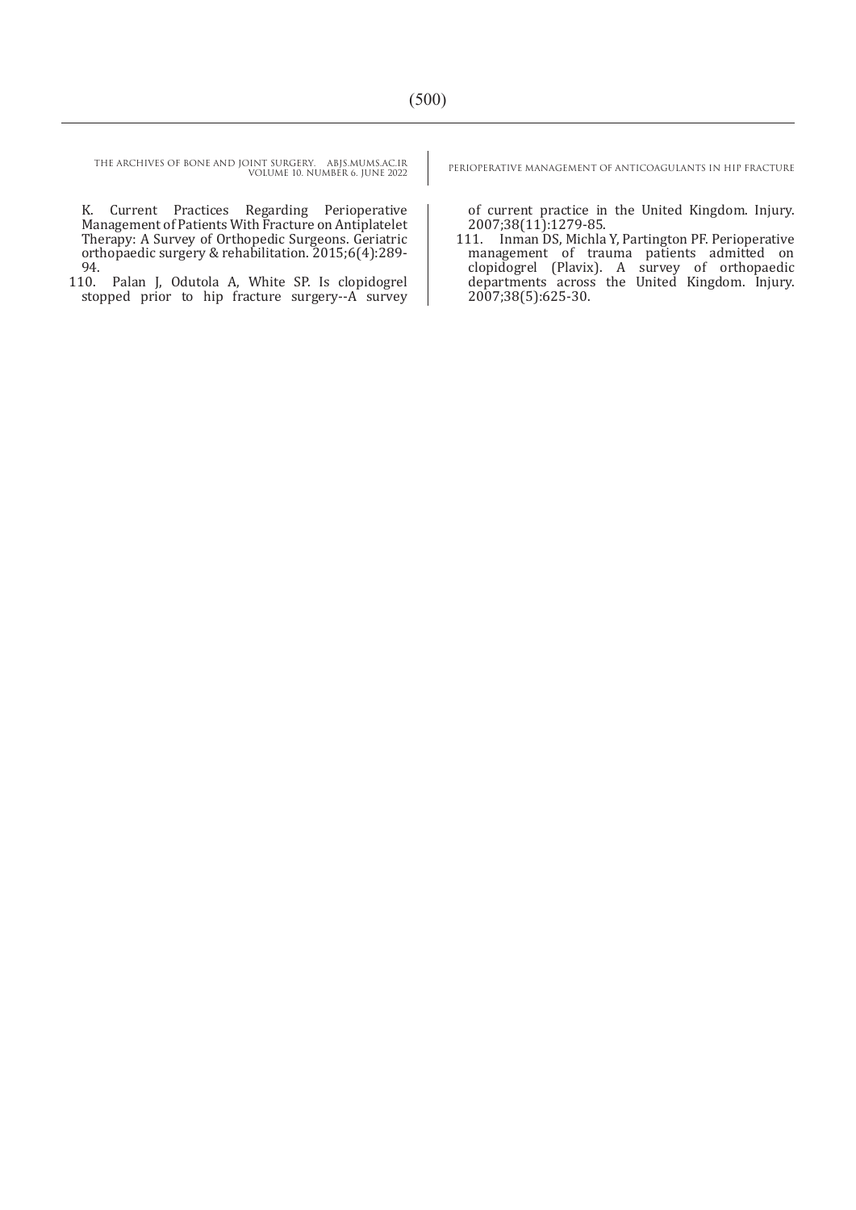K. Current Practices Regarding Perioperative Management of Patients With Fracture on Antiplatelet Therapy: A Survey of Orthopedic Surgeons. Geriatric orthopaedic surgery & rehabilitation. 2015;6(4):289-94.

110. Palan J, Odutola A, White SP. Is clopidogrel stopped prior to hip fracture surgery--A survey of current practice in the United Kingdom. Injury. 2007;38(11):1279-85.

111. Inman DS, Michla Y, Partington PF. Perioperative management of trauma patients admitted on clopidogrel (Plavix). A survey of orthopaedic departments across the United Kingdom. Injury. 2007;38(5):625-30.